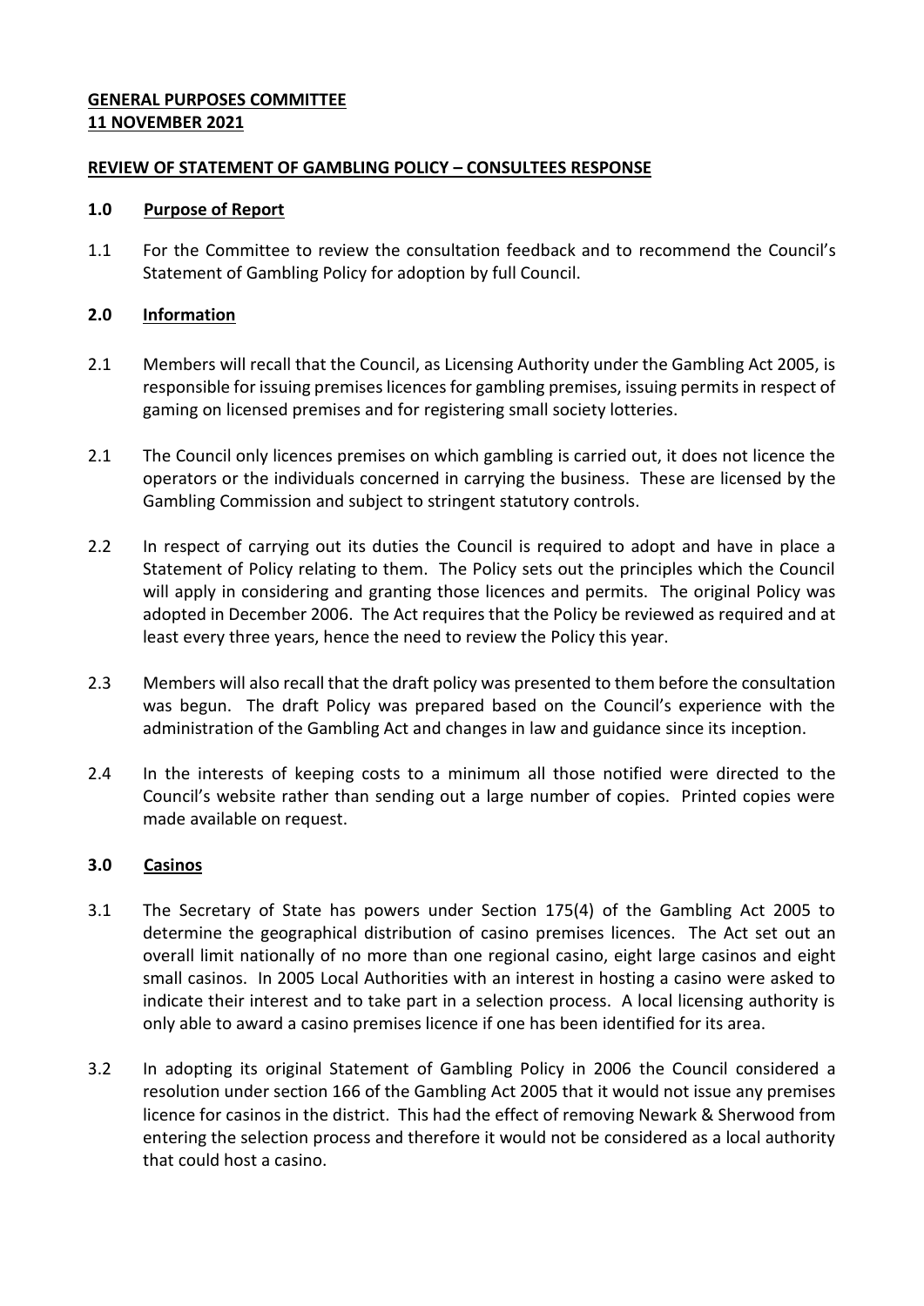**GENERAL PURPOSES COMMITTEE**
**11 NOVEMBER 2021**

**REVIEW OF STATEMENT OF GAMBLING POLICY – CONSULTEES RESPONSE**

**1.0 Purpose of Report**

1.1 For the Committee to review the consultation feedback and to recommend the Council's Statement of Gambling Policy for adoption by full Council.

**2.0 Information**

2.1 Members will recall that the Council, as Licensing Authority under the Gambling Act 2005, is responsible for issuing premises licences for gambling premises, issuing permits in respect of gaming on licensed premises and for registering small society lotteries.

2.1 The Council only licences premises on which gambling is carried out, it does not licence the operators or the individuals concerned in carrying the business. These are licensed by the Gambling Commission and subject to stringent statutory controls.

2.2 In respect of carrying out its duties the Council is required to adopt and have in place a Statement of Policy relating to them. The Policy sets out the principles which the Council will apply in considering and granting those licences and permits. The original Policy was adopted in December 2006. The Act requires that the Policy be reviewed as required and at least every three years, hence the need to review the Policy this year.

2.3 Members will also recall that the draft policy was presented to them before the consultation was begun. The draft Policy was prepared based on the Council's experience with the administration of the Gambling Act and changes in law and guidance since its inception.

2.4 In the interests of keeping costs to a minimum all those notified were directed to the Council's website rather than sending out a large number of copies. Printed copies were made available on request.

**3.0 Casinos**

3.1 The Secretary of State has powers under Section 175(4) of the Gambling Act 2005 to determine the geographical distribution of casino premises licences. The Act set out an overall limit nationally of no more than one regional casino, eight large casinos and eight small casinos. In 2005 Local Authorities with an interest in hosting a casino were asked to indicate their interest and to take part in a selection process. A local licensing authority is only able to award a casino premises licence if one has been identified for its area.

3.2 In adopting its original Statement of Gambling Policy in 2006 the Council considered a resolution under section 166 of the Gambling Act 2005 that it would not issue any premises licence for casinos in the district. This had the effect of removing Newark & Sherwood from entering the selection process and therefore it would not be considered as a local authority that could host a casino.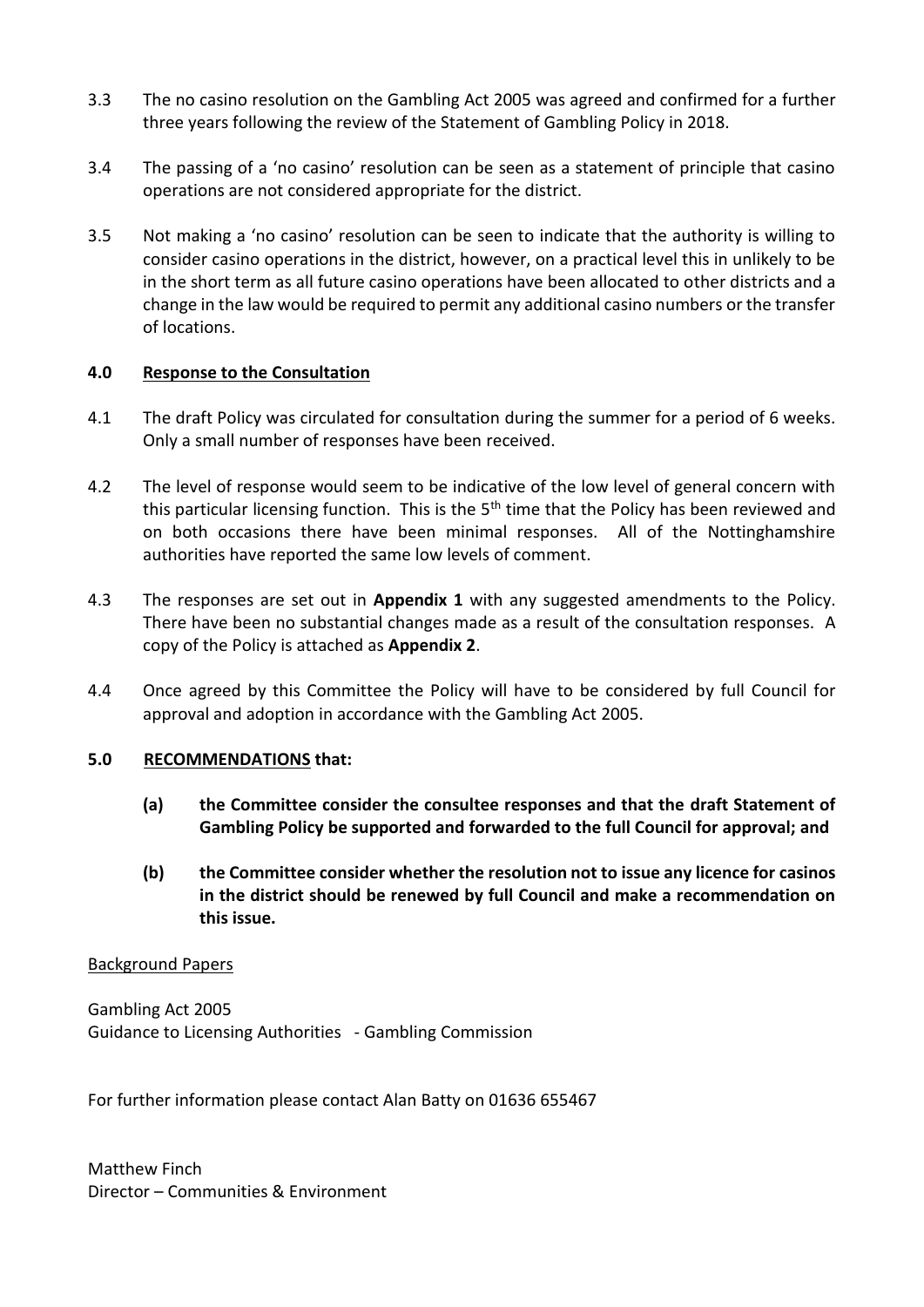3.3 The no casino resolution on the Gambling Act 2005 was agreed and confirmed for a further three years following the review of the Statement of Gambling Policy in 2018.

3.4 The passing of a 'no casino' resolution can be seen as a statement of principle that casino operations are not considered appropriate for the district.

3.5 Not making a 'no casino' resolution can be seen to indicate that the authority is willing to consider casino operations in the district, however, on a practical level this in unlikely to be in the short term as all future casino operations have been allocated to other districts and a change in the law would be required to permit any additional casino numbers or the transfer of locations.

## 4.0 Response to the Consultation

4.1 The draft Policy was circulated for consultation during the summer for a period of 6 weeks. Only a small number of responses have been received.

4.2 The level of response would seem to be indicative of the low level of general concern with this particular licensing function. This is the 5th time that the Policy has been reviewed and on both occasions there have been minimal responses. All of the Nottinghamshire authorities have reported the same low levels of comment.

4.3 The responses are set out in **Appendix 1** with any suggested amendments to the Policy. There have been no substantial changes made as a result of the consultation responses. A copy of the Policy is attached as **Appendix 2**.

4.4 Once agreed by this Committee the Policy will have to be considered by full Council for approval and adoption in accordance with the Gambling Act 2005.

## 5.0 RECOMMENDATIONS that:

**(a) the Committee consider the consultee responses and that the draft Statement of Gambling Policy be supported and forwarded to the full Council for approval; and**

**(b) the Committee consider whether the resolution not to issue any licence for casinos in the district should be renewed by full Council and make a recommendation on this issue.**

Background Papers

Gambling Act 2005
Guidance to Licensing Authorities - Gambling Commission

For further information please contact Alan Batty on 01636 655467

Matthew Finch
Director – Communities & Environment